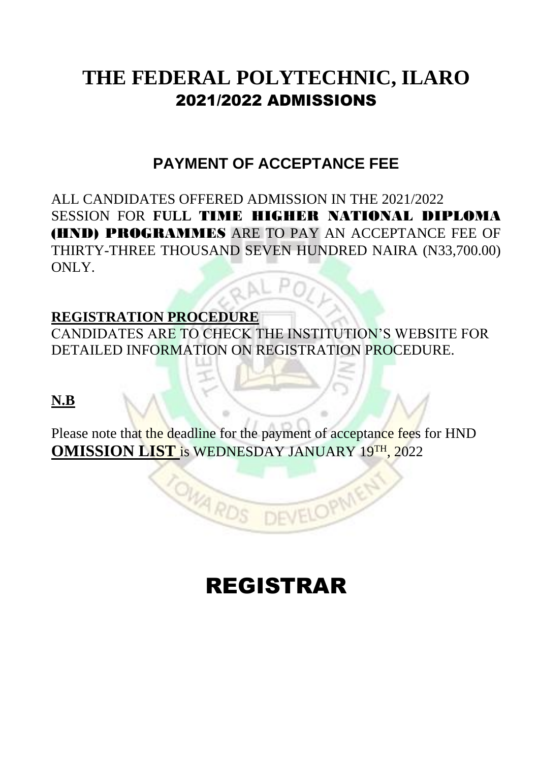# THE FEDERAL POLYTECHNIC, ILARO
## 2021/2022 ADMISSIONS

### PAYMENT OF ACCEPTANCE FEE

ALL CANDIDATES OFFERED ADMISSION IN THE 2021/2022 SESSION FOR **FULL TIME HIGHER NATIONAL DIPLOMA (HND) PROGRAMMES** ARE TO PAY AN ACCEPTANCE FEE OF THIRTY-THREE THOUSAND SEVEN HUNDRED NAIRA (N33,700.00) ONLY.

**REGISTRATION PROCEDURE**

CANDIDATES ARE TO CHECK THE INSTITUTION'S WEBSITE FOR DETAILED INFORMATION ON REGISTRATION PROCEDURE.

**N.B**

Please note that the deadline for the payment of acceptance fees for HND **OMISSION LIST** is WEDNESDAY JANUARY 19TH, 2022

# REGISTRAR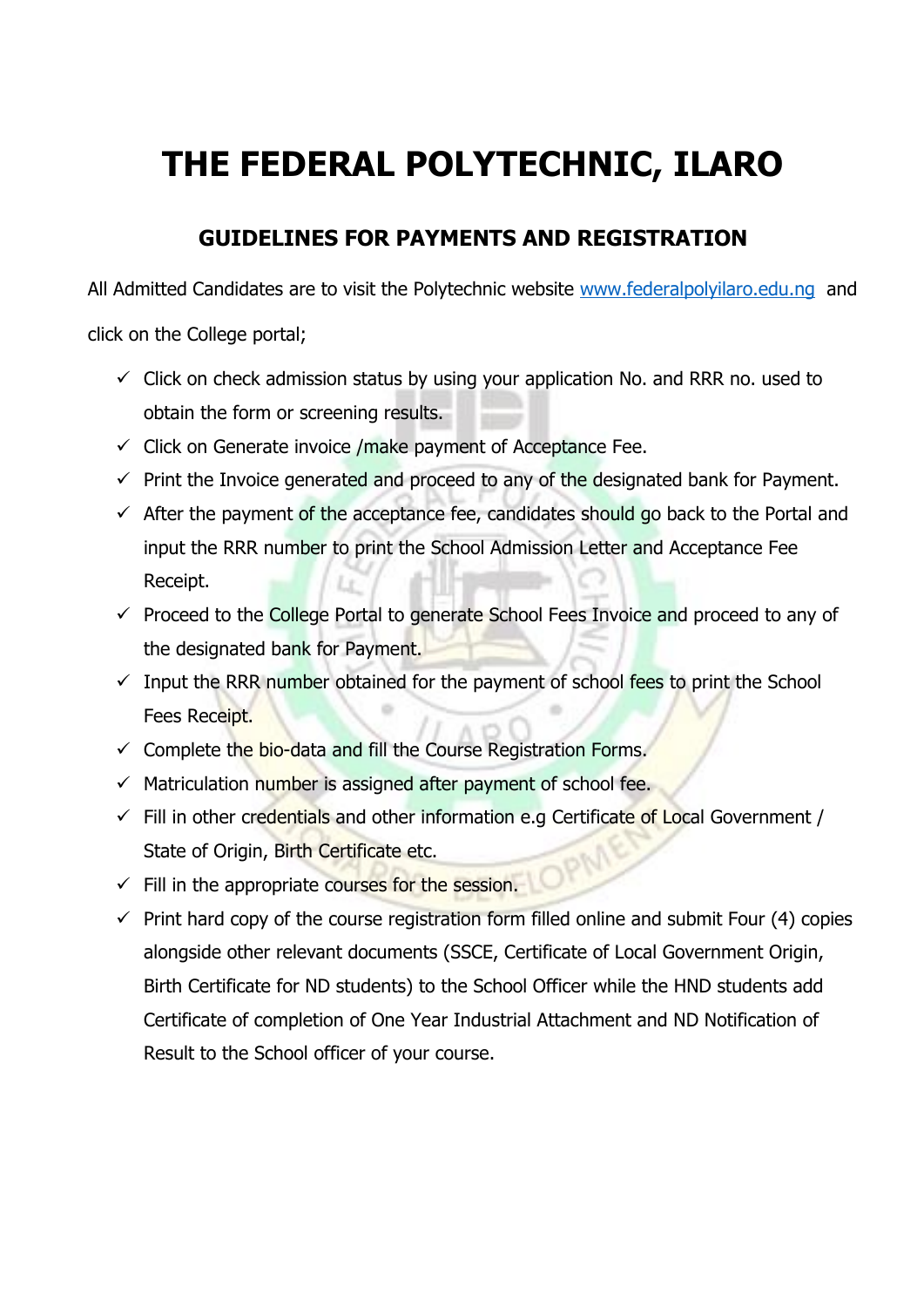# THE FEDERAL POLYTECHNIC, ILARO

## GUIDELINES FOR PAYMENTS AND REGISTRATION

All Admitted Candidates are to visit the Polytechnic website [www.federalpolyilaro.edu.ng](http://www.federalpolyilaro.edu.ng) and click on the College portal;

- ✓ Click on check admission status by using your application No. and RRR no. used to obtain the form or screening results.
- ✓ Click on Generate invoice /make payment of Acceptance Fee.
- ✓ Print the Invoice generated and proceed to any of the designated bank for Payment.
- ✓ After the payment of the acceptance fee, candidates should go back to the Portal and input the RRR number to print the School Admission Letter and Acceptance Fee Receipt.
- ✓ Proceed to the College Portal to generate School Fees Invoice and proceed to any of the designated bank for Payment.
- ✓ Input the RRR number obtained for the payment of school fees to print the School Fees Receipt.
- ✓ Complete the bio-data and fill the Course Registration Forms.
- ✓ Matriculation number is assigned after payment of school fee.
- ✓ Fill in other credentials and other information e.g Certificate of Local Government / State of Origin, Birth Certificate etc.
- ✓ Fill in the appropriate courses for the session.
- ✓ Print hard copy of the course registration form filled online and submit Four (4) copies alongside other relevant documents (SSCE, Certificate of Local Government Origin, Birth Certificate for ND students) to the School Officer while the HND students add Certificate of completion of One Year Industrial Attachment and ND Notification of Result to the School officer of your course.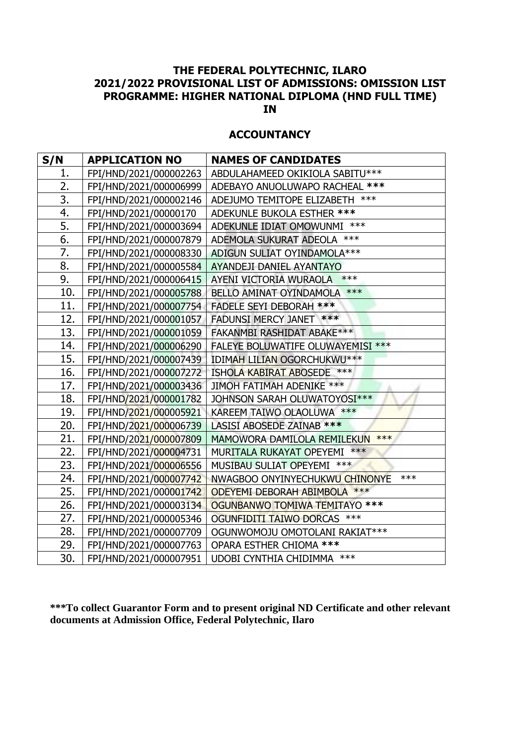**THE FEDERAL POLYTECHNIC, ILARO**
**2021/2022 PROVISIONAL LIST OF ADMISSIONS: OMISSION LIST**
**PROGRAMME: HIGHER NATIONAL DIPLOMA (HND FULL TIME)**
**IN**

## ACCOUNTANCY

| S/N | APPLICATION NO | NAMES OF CANDIDATES |
|---|---|---|
| 1. | FPI/HND/2021/000002263 | ABDULAHAMEED OKIKIOLA SABITU*** |
| 2. | FPI/HND/2021/000006999 | ADEBAYO ANUOLUWAPO RACHEAL *** |
| 3. | FPI/HND/2021/000002146 | ADEJUMO TEMITOPE ELIZABETH *** |
| 4. | FPI/HND/2021/00000170 | ADEKUNLE BUKOLA ESTHER *** |
| 5. | FPI/HND/2021/000003694 | ADEKUNLE IDIAT OMOWUNMI *** |
| 6. | FPI/HND/2021/000007879 | ADEMOLA SUKURAT ADEOLA *** |
| 7. | FPI/HND/2021/000008330 | ADIGUN SULIAT OYINDAMOLA*** |
| 8. | FPI/HND/2021/000005584 | AYANDEJI DANIEL AYANTAYO |
| 9. | FPI/HND/2021/000006415 | AYENI VICTORIA WURAOLA *** |
| 10. | FPI/HND/2021/000005788 | BELLO AMINAT OYINDAMOLA *** |
| 11. | FPI/HND/2021/000007754 | FADELE SEYI DEBORAH *** |
| 12. | FPI/HND/2021/000001057 | FADUNSI MERCY JANET *** |
| 13. | FPI/HND/2021/000001059 | FAKANMBI RASHIDAT ABAKE*** |
| 14. | FPI/HND/2021/000006290 | FALEYE BOLUWATIFE OLUWAYEMISI *** |
| 15. | FPI/HND/2021/000007439 | IDIMAH LILIAN OGORCHUKWU*** |
| 16. | FPI/HND/2021/000007272 | ISHOLA KABIRAT ABOSEDE *** |
| 17. | FPI/HND/2021/000003436 | JIMOH FATIMAH ADENIKE *** |
| 18. | FPI/HND/2021/000001782 | JOHNSON SARAH OLUWATOYOSI*** |
| 19. | FPI/HND/2021/000005921 | KAREEM TAIWO OLAOLUWA *** |
| 20. | FPI/HND/2021/000006739 | LASISI ABOSEDE ZAINAB *** |
| 21. | FPI/HND/2021/000007809 | MAMOWORA DAMILOLA REMILEKUN *** |
| 22. | FPI/HND/2021/000004731 | MURITALA RUKAYAT OPEYEMI *** |
| 23. | FPI/HND/2021/000006556 | MUSIBAU SULIAT OPEYEMI *** |
| 24. | FPI/HND/2021/000007742 | NWAGBOO ONYINYECHUKWU CHINONYE *** |
| 25. | FPI/HND/2021/000001742 | ODEYEMI DEBORAH ABIMBOLA *** |
| 26. | FPI/HND/2021/000003134 | OGUNBANWO TOMIWA TEMITAYO *** |
| 27. | FPI/HND/2021/000005346 | OGUNFIDITI TAIWO DORCAS *** |
| 28. | FPI/HND/2021/000007709 | OGUNWOMOJU OMOTOLANI RAKIAT*** |
| 29. | FPI/HND/2021/000007763 | OPARA ESTHER CHIOMA *** |
| 30. | FPI/HND/2021/000007951 | UDOBI CYNTHIA CHIDIMMA *** |

**\*\*\*To collect Guarantor Form and to present original ND Certificate and other relevant documents at Admission Office, Federal Polytechnic, Ilaro**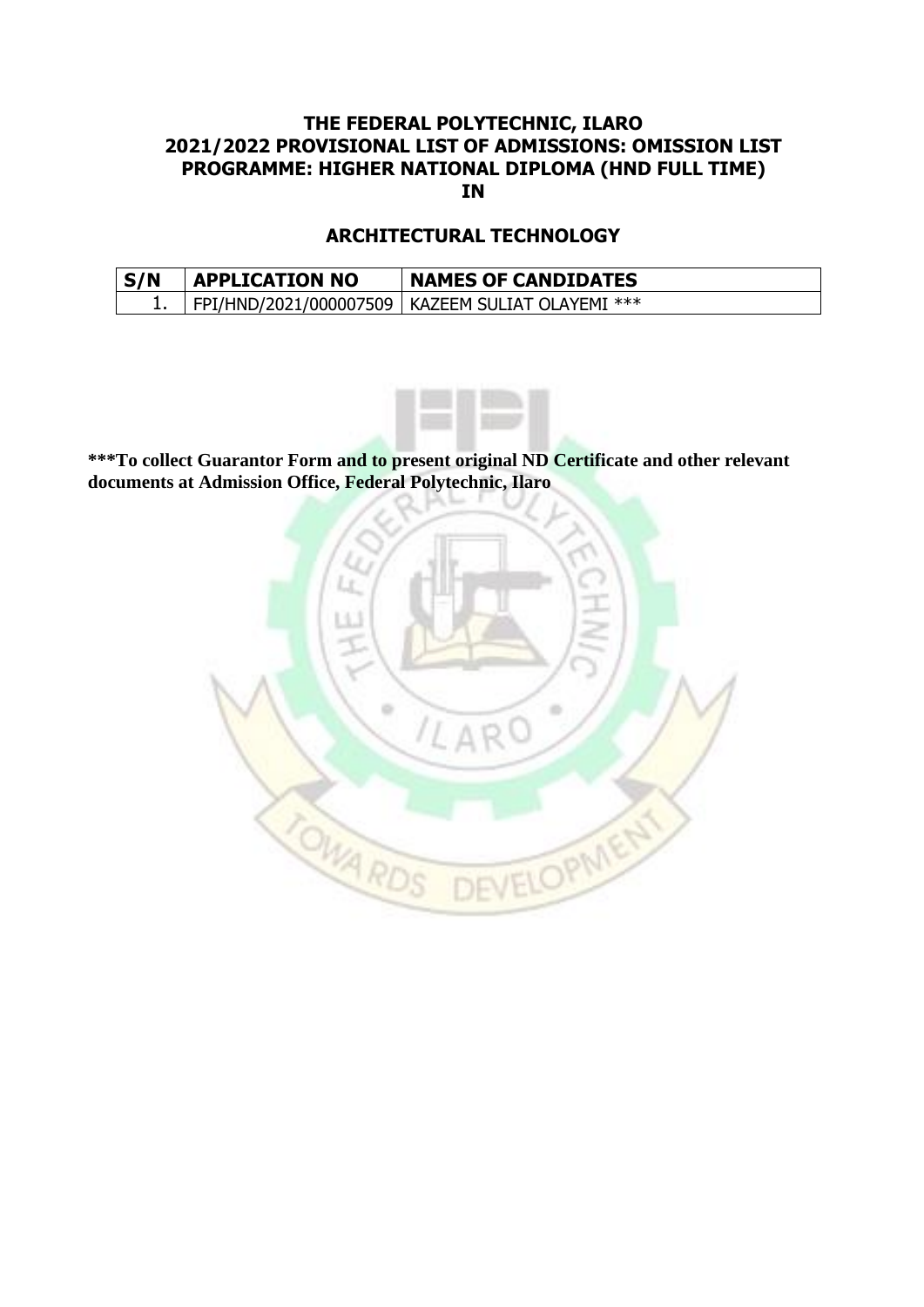# THE FEDERAL POLYTECHNIC, ILARO
## 2021/2022 PROVISIONAL LIST OF ADMISSIONS: OMISSION LIST
## PROGRAMME: HIGHER NATIONAL DIPLOMA (HND FULL TIME)
## IN

## ARCHITECTURAL TECHNOLOGY

| S/N | APPLICATION NO | NAMES OF CANDIDATES |
|---|---|---|
| 1. | FPI/HND/2021/000007509 | KAZEEM SULIAT OLAYEMI *** |

**\*\*\*To collect Guarantor Form and to present original ND Certificate and other relevant documents at Admission Office, Federal Polytechnic, Ilaro**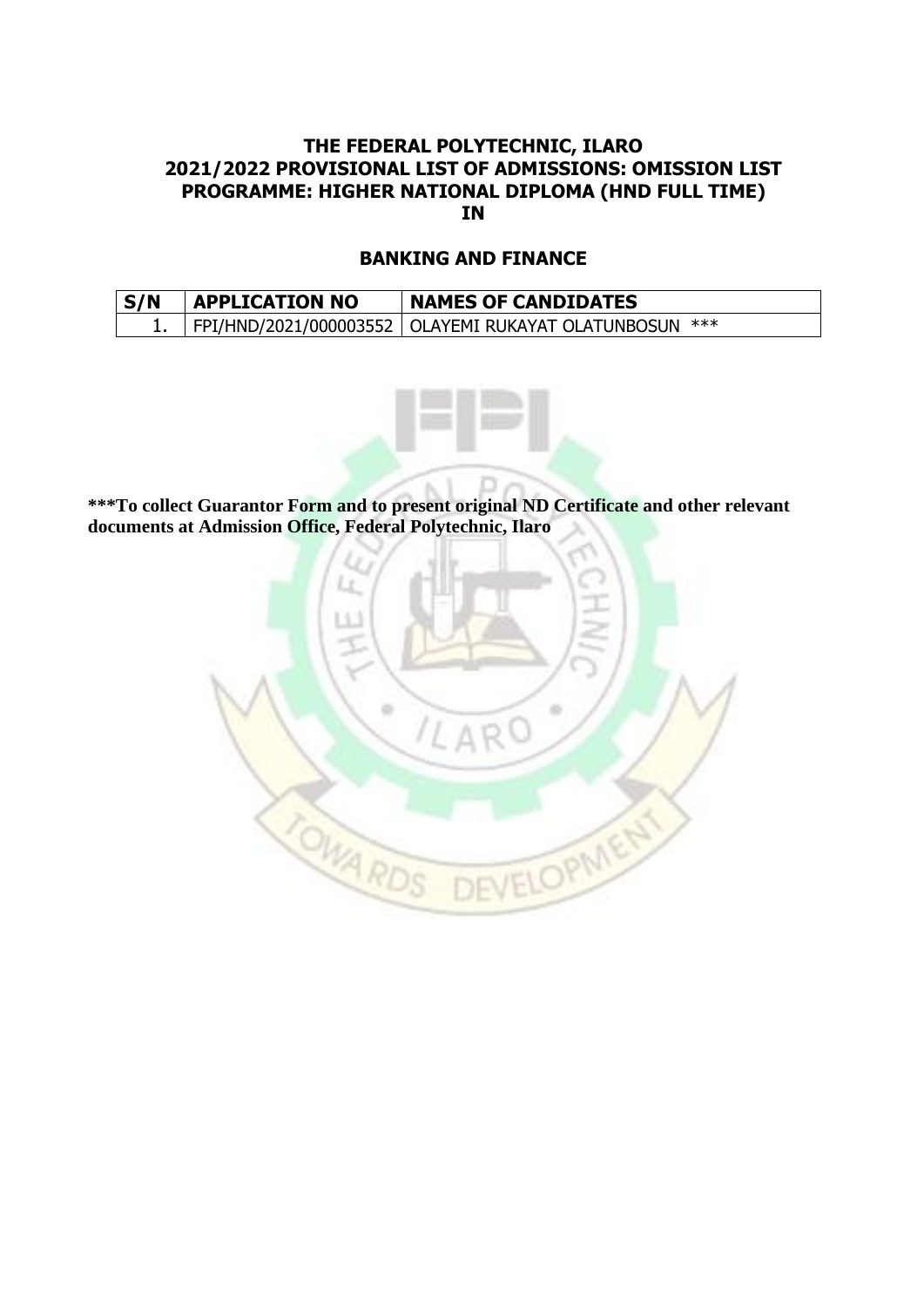**THE FEDERAL POLYTECHNIC, ILARO**
**2021/2022 PROVISIONAL LIST OF ADMISSIONS: OMISSION LIST**
**PROGRAMME: HIGHER NATIONAL DIPLOMA (HND FULL TIME)**
**IN**

## BANKING AND FINANCE

| S/N | APPLICATION NO | NAMES OF CANDIDATES |
|---|---|---|
| 1. | FPI/HND/2021/000003552 | OLAYEMI RUKAYAT OLATUNBOSUN *** |

*****To collect Guarantor Form and to present original ND Certificate and other relevant documents at Admission Office, Federal Polytechnic, Ilaro**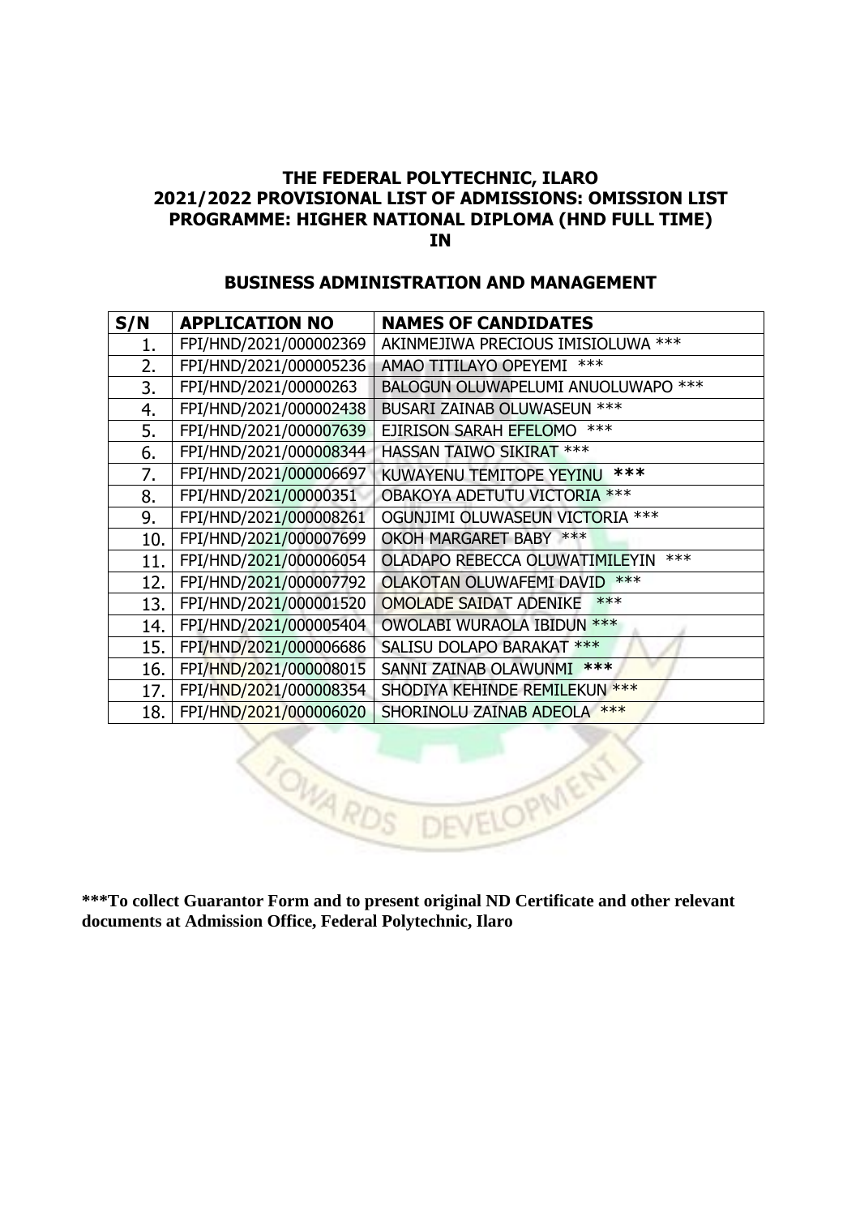# THE FEDERAL POLYTECHNIC, ILARO
## 2021/2022 PROVISIONAL LIST OF ADMISSIONS: OMISSION LIST
## PROGRAMME: HIGHER NATIONAL DIPLOMA (HND FULL TIME)
## IN

### BUSINESS ADMINISTRATION AND MANAGEMENT

| S/N | APPLICATION NO | NAMES OF CANDIDATES |
|---|---|---|
| 1. | FPI/HND/2021/000002369 | AKINMEJIWA PRECIOUS IMISIOLUWA *** |
| 2. | FPI/HND/2021/000005236 | AMAO TITILAYO OPEYEMI *** |
| 3. | FPI/HND/2021/00000263 | BALOGUN OLUWAPELUMI ANUOLUWAPO *** |
| 4. | FPI/HND/2021/000002438 | BUSARI ZAINAB OLUWASEUN *** |
| 5. | FPI/HND/2021/000007639 | EJIRISON SARAH EFELOMO *** |
| 6. | FPI/HND/2021/000008344 | HASSAN TAIWO SIKIRAT *** |
| 7. | FPI/HND/2021/000006697 | KUWAYENU TEMITOPE YEYINU *** |
| 8. | FPI/HND/2021/00000351 | OBAKOYA ADETUTU VICTORIA *** |
| 9. | FPI/HND/2021/000008261 | OGUNJIMI OLUWASEUN VICTORIA *** |
| 10. | FPI/HND/2021/000007699 | OKOH MARGARET BABY *** |
| 11. | FPI/HND/2021/000006054 | OLADAPO REBECCA OLUWATIMILEYIN *** |
| 12. | FPI/HND/2021/000007792 | OLAKOTAN OLUWAFEMI DAVID *** |
| 13. | FPI/HND/2021/000001520 | OMOLADE SAIDAT ADENIKE *** |
| 14. | FPI/HND/2021/000005404 | OWOLABI WURAOLA IBIDUN *** |
| 15. | FPI/HND/2021/000006686 | SALISU DOLAPO BARAKAT *** |
| 16. | FPI/HND/2021/000008015 | SANNI ZAINAB OLAWUNMI *** |
| 17. | FPI/HND/2021/000008354 | SHODIYA KEHINDE REMILEKUN *** |
| 18. | FPI/HND/2021/000006020 | SHORINOLU ZAINAB ADEOLA *** |

**\*\*\*To collect Guarantor Form and to present original ND Certificate and other relevant documents at Admission Office, Federal Polytechnic, Ilaro**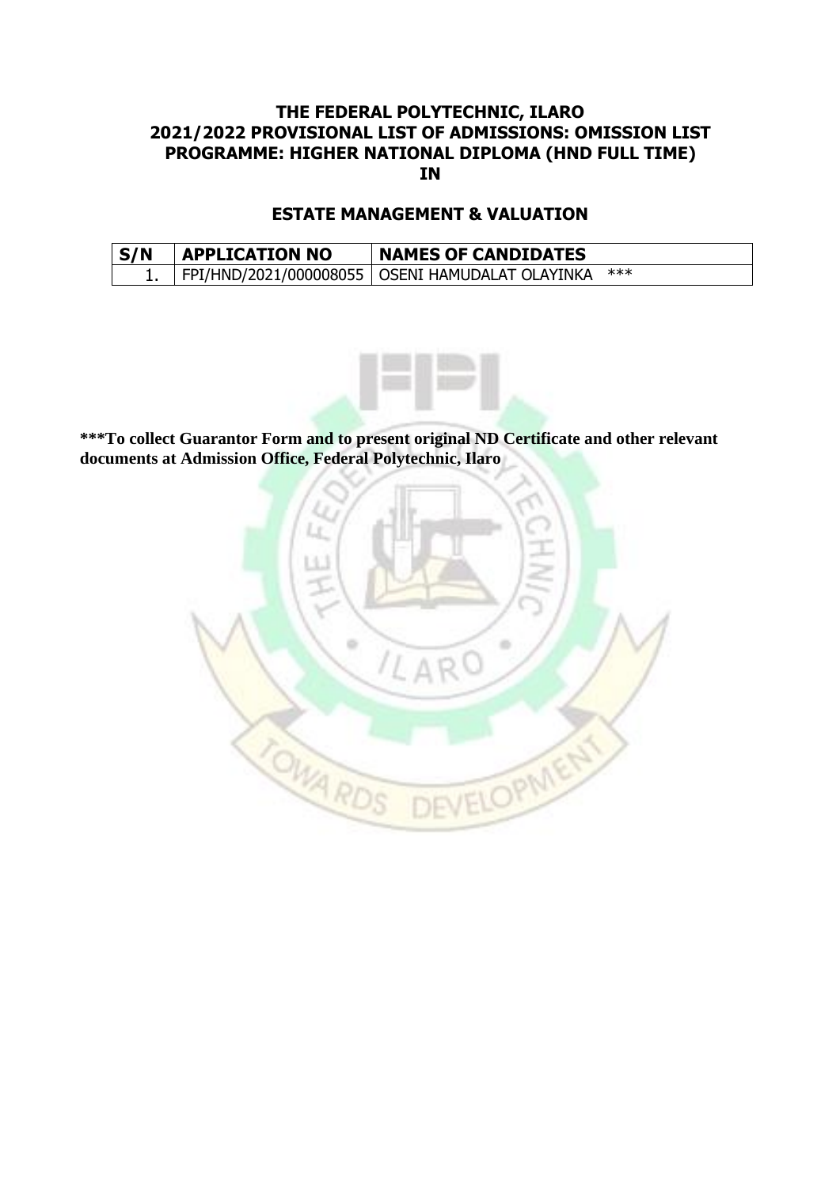**THE FEDERAL POLYTECHNIC, ILARO**
**2021/2022 PROVISIONAL LIST OF ADMISSIONS: OMISSION LIST**
**PROGRAMME: HIGHER NATIONAL DIPLOMA (HND FULL TIME)**
**IN**

## ESTATE MANAGEMENT & VALUATION

| S/N | APPLICATION NO | NAMES OF CANDIDATES |
|---|---|---|
| 1. | FPI/HND/2021/000008055 | OSENI HAMUDALAT OLAYINKA *** |

**\***To collect Guarantor Form and to present original ND Certificate and other relevant documents at Admission Office, Federal Polytechnic, Ilaro**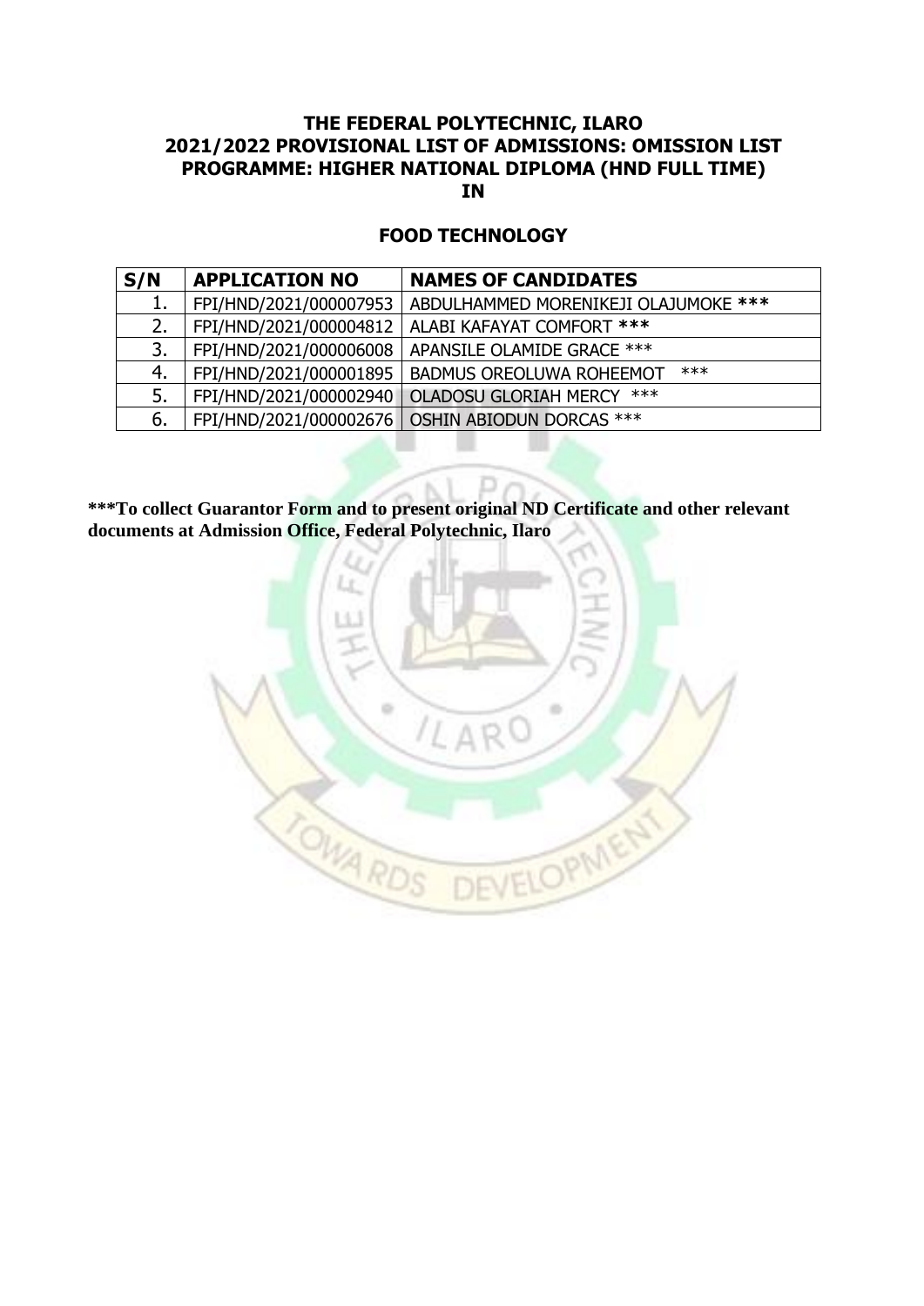**THE FEDERAL POLYTECHNIC, ILARO**
**2021/2022 PROVISIONAL LIST OF ADMISSIONS: OMISSION LIST**
**PROGRAMME: HIGHER NATIONAL DIPLOMA (HND FULL TIME)**
**IN**

**FOOD TECHNOLOGY**

| S/N | APPLICATION NO | NAMES OF CANDIDATES |
|---|---|---|
| 1. | FPI/HND/2021/000007953 | ABDULHAMMED MORENIKEJI OLAJUMOKE *** |
| 2. | FPI/HND/2021/000004812 | ALABI KAFAYAT COMFORT *** |
| 3. | FPI/HND/2021/000006008 | APANSILE OLAMIDE GRACE *** |
| 4. | FPI/HND/2021/000001895 | BADMUS OREOLUWA ROHEEMOT *** |
| 5. | FPI/HND/2021/000002940 | OLADOSU GLORIAH MERCY *** |
| 6. | FPI/HND/2021/000002676 | OSHIN ABIODUN DORCAS *** |

*****To collect Guarantor Form and to present original ND Certificate and other relevant documents at Admission Office, Federal Polytechnic, Ilaro**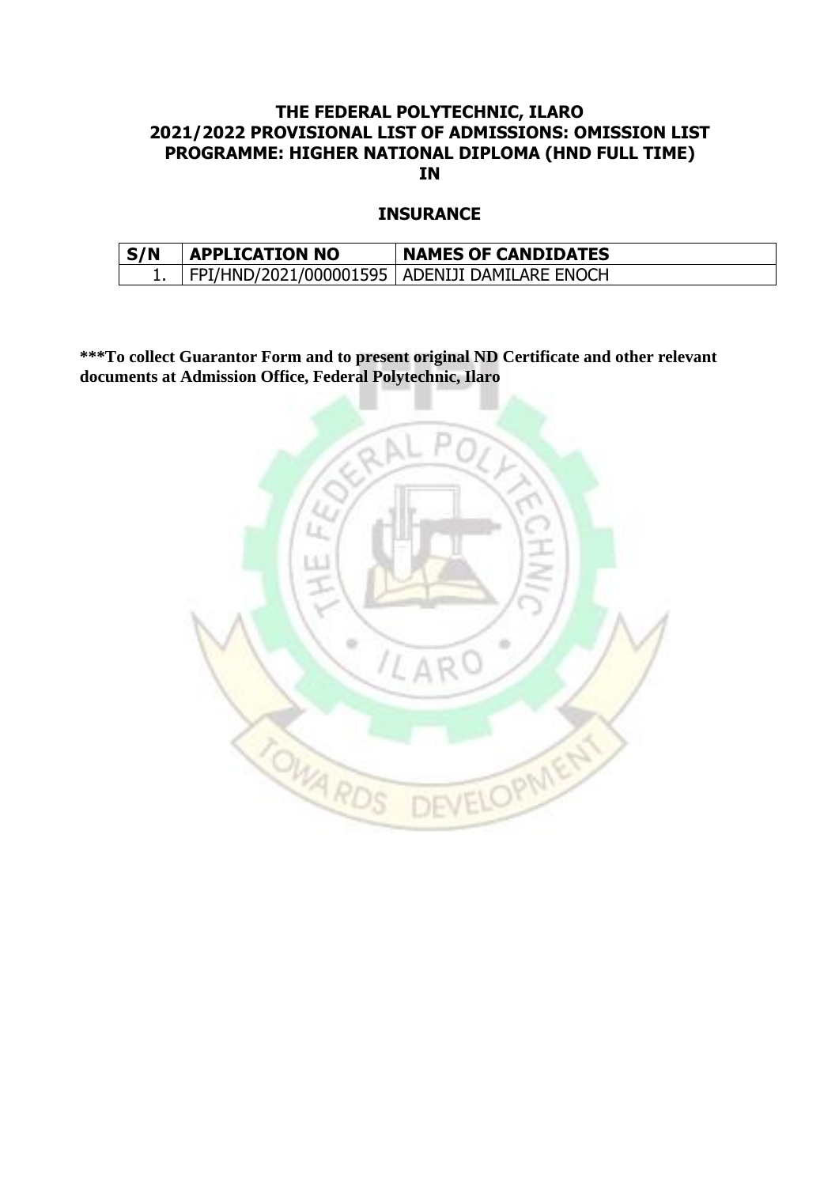**THE FEDERAL POLYTECHNIC, ILARO**
**2021/2022 PROVISIONAL LIST OF ADMISSIONS: OMISSION LIST**
**PROGRAMME: HIGHER NATIONAL DIPLOMA (HND FULL TIME)**
**IN**

**INSURANCE**

| S/N | APPLICATION NO | NAMES OF CANDIDATES |
|---|---|---|
| 1. | FPI/HND/2021/000001595 | ADENIJI DAMILARE ENOCH |

***To collect Guarantor Form and to present original ND Certificate and other relevant documents at Admission Office, Federal Polytechnic, Ilaro**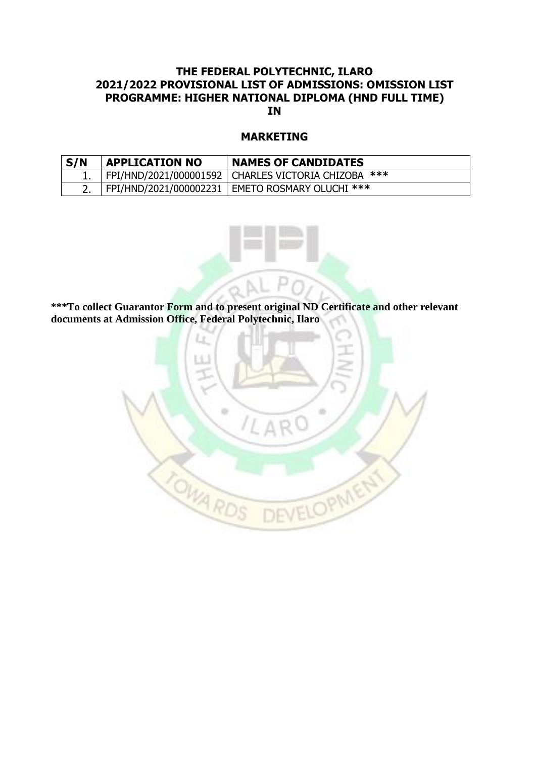# THE FEDERAL POLYTECHNIC, ILARO
## 2021/2022 PROVISIONAL LIST OF ADMISSIONS: OMISSION LIST
## PROGRAMME: HIGHER NATIONAL DIPLOMA (HND FULL TIME)
## IN

## MARKETING

| S/N | APPLICATION NO | NAMES OF CANDIDATES |
|---|---|---|
| 1. | FPI/HND/2021/000001592 | CHARLES VICTORIA CHIZOBA *** |
| 2. | FPI/HND/2021/000002231 | EMETO ROSMARY OLUCHI *** |

*****To collect Guarantor Form and to present original ND Certificate and other relevant documents at Admission Office, Federal Polytechnic, Ilaro**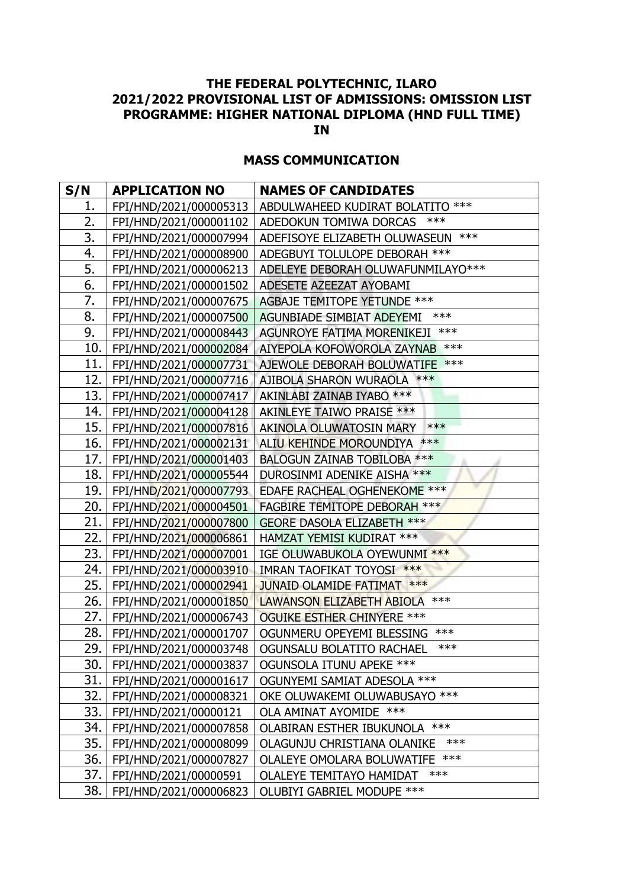**THE FEDERAL POLYTECHNIC, ILARO**
**2021/2022 PROVISIONAL LIST OF ADMISSIONS: OMISSION LIST**
**PROGRAMME: HIGHER NATIONAL DIPLOMA (HND FULL TIME)**
**IN**

**MASS COMMUNICATION**

| S/N | APPLICATION NO | NAMES OF CANDIDATES |
|---|---|---|
| 1. | FPI/HND/2021/000005313 | ABDULWAHEED KUDIRAT BOLATITO *** |
| 2. | FPI/HND/2021/000001102 | ADEDOKUN TOMIWA DORCAS *** |
| 3. | FPI/HND/2021/000007994 | ADEFISOYE ELIZABETH OLUWASEUN *** |
| 4. | FPI/HND/2021/000008900 | ADEGBUYI TOLULOPE DEBORAH *** |
| 5. | FPI/HND/2021/000006213 | ADELEYE DEBORAH OLUWAFUNMILAYO*** |
| 6. | FPI/HND/2021/000001502 | ADESETE AZEEZAT AYOBAMI |
| 7. | FPI/HND/2021/000007675 | AGBAJE TEMITOPE YETUNDE *** |
| 8. | FPI/HND/2021/000007500 | AGUNBIADE SIMBIAT ADEYEMI *** |
| 9. | FPI/HND/2021/000008443 | AGUNROYE FATIMA MORENIKEJI *** |
| 10. | FPI/HND/2021/000002084 | AIYEPOLA KOFOWOROLA ZAYNAB *** |
| 11. | FPI/HND/2021/000007731 | AJEWOLE DEBORAH BOLUWATIFE *** |
| 12. | FPI/HND/2021/000007716 | AJIBOLA SHARON WURAOLA *** |
| 13. | FPI/HND/2021/000007417 | AKINLABI ZAINAB IYABO *** |
| 14. | FPI/HND/2021/000004128 | AKINLEYE TAIWO PRAISE *** |
| 15. | FPI/HND/2021/000007816 | AKINOLA OLUWATOSIN MARY *** |
| 16. | FPI/HND/2021/000002131 | ALIU KEHINDE MOROUNDIYA *** |
| 17. | FPI/HND/2021/000001403 | BALOGUN ZAINAB TOBILOBA *** |
| 18. | FPI/HND/2021/000005544 | DUROSINMI ADENIKE AISHA *** |
| 19. | FPI/HND/2021/000007793 | EDAFE RACHEAL OGHENEKOME *** |
| 20. | FPI/HND/2021/000004501 | FAGBIRE TEMITOPE DEBORAH *** |
| 21. | FPI/HND/2021/000007800 | GEORE DASOLA ELIZABETH *** |
| 22. | FPI/HND/2021/000006861 | HAMZAT YEMISI KUDIRAT *** |
| 23. | FPI/HND/2021/000007001 | IGE OLUWABUKOLA OYEWUNMI *** |
| 24. | FPI/HND/2021/000003910 | IMRAN TAOFIKAT TOYOSI *** |
| 25. | FPI/HND/2021/000002941 | JUNAID OLAMIDE FATIMAT *** |
| 26. | FPI/HND/2021/000001850 | LAWANSON ELIZABETH ABIOLA *** |
| 27. | FPI/HND/2021/000006743 | OGUIKE ESTHER CHINYERE *** |
| 28. | FPI/HND/2021/000001707 | OGUNMERU OPEYEMI BLESSING *** |
| 29. | FPI/HND/2021/000003748 | OGUNSALU BOLATITO RACHAEL *** |
| 30. | FPI/HND/2021/000003837 | OGUNSOLA ITUNU APEKE *** |
| 31. | FPI/HND/2021/000001617 | OGUNYEMI SAMIAT ADESOLA *** |
| 32. | FPI/HND/2021/000008321 | OKE OLUWAKEMI OLUWABUSAYO *** |
| 33. | FPI/HND/2021/00000121 | OLA AMINAT AYOMIDE *** |
| 34. | FPI/HND/2021/000007858 | OLABIRAN ESTHER IBUKUNOLA *** |
| 35. | FPI/HND/2021/000008099 | OLAGUNJU CHRISTIANA OLANIKE *** |
| 36. | FPI/HND/2021/000007827 | OLALEYE OMOLARA BOLUWATIFE *** |
| 37. | FPI/HND/2021/00000591 | OLALEYE TEMITAYO HAMIDAT *** |
| 38. | FPI/HND/2021/000006823 | OLUBIYI GABRIEL MODUPE *** |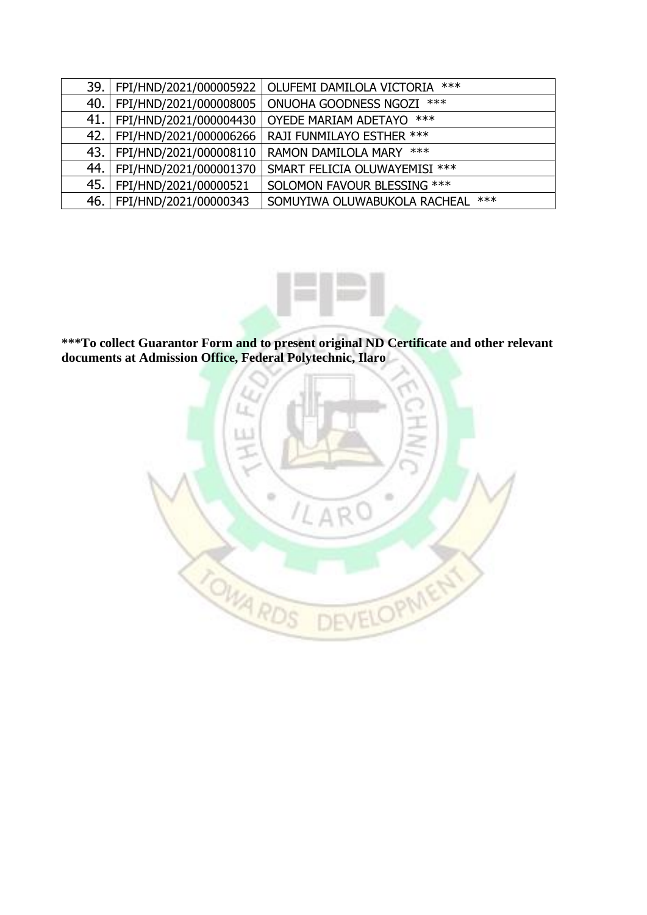| | | |
|---|---|---|
| 39. | FPI/HND/2021/000005922 | OLUFEMI DAMILOLA VICTORIA *** |
| 40. | FPI/HND/2021/000008005 | ONUOHA GOODNESS NGOZI *** |
| 41. | FPI/HND/2021/000004430 | OYEDE MARIAM ADETAYO *** |
| 42. | FPI/HND/2021/000006266 | RAJI FUNMILAYO ESTHER *** |
| 43. | FPI/HND/2021/000008110 | RAMON DAMILOLA MARY *** |
| 44. | FPI/HND/2021/000001370 | SMART FELICIA OLUWAYEMISI *** |
| 45. | FPI/HND/2021/00000521 | SOLOMON FAVOUR BLESSING *** |
| 46. | FPI/HND/2021/00000343 | SOMUYIWA OLUWABUKOLA RACHEAL *** |

**\*\*\*To collect Guarantor Form and to present original ND Certificate and other relevant documents at Admission Office, Federal Polytechnic, Ilaro**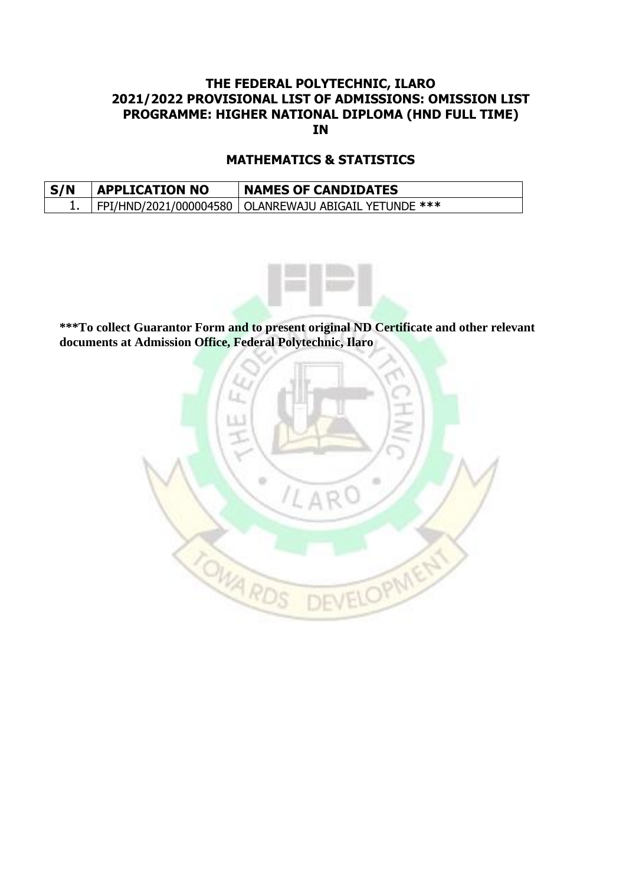# THE FEDERAL POLYTECHNIC, ILARO
## 2021/2022 PROVISIONAL LIST OF ADMISSIONS: OMISSION LIST
## PROGRAMME: HIGHER NATIONAL DIPLOMA (HND FULL TIME)
## IN

## MATHEMATICS & STATISTICS

| S/N | APPLICATION NO | NAMES OF CANDIDATES |
|---|---|---|
| 1. | FPI/HND/2021/000004580 | OLANREWAJU ABIGAIL YETUNDE *** |

**\*\*\*To collect Guarantor Form and to present original ND Certificate and other relevant documents at Admission Office, Federal Polytechnic, Ilaro**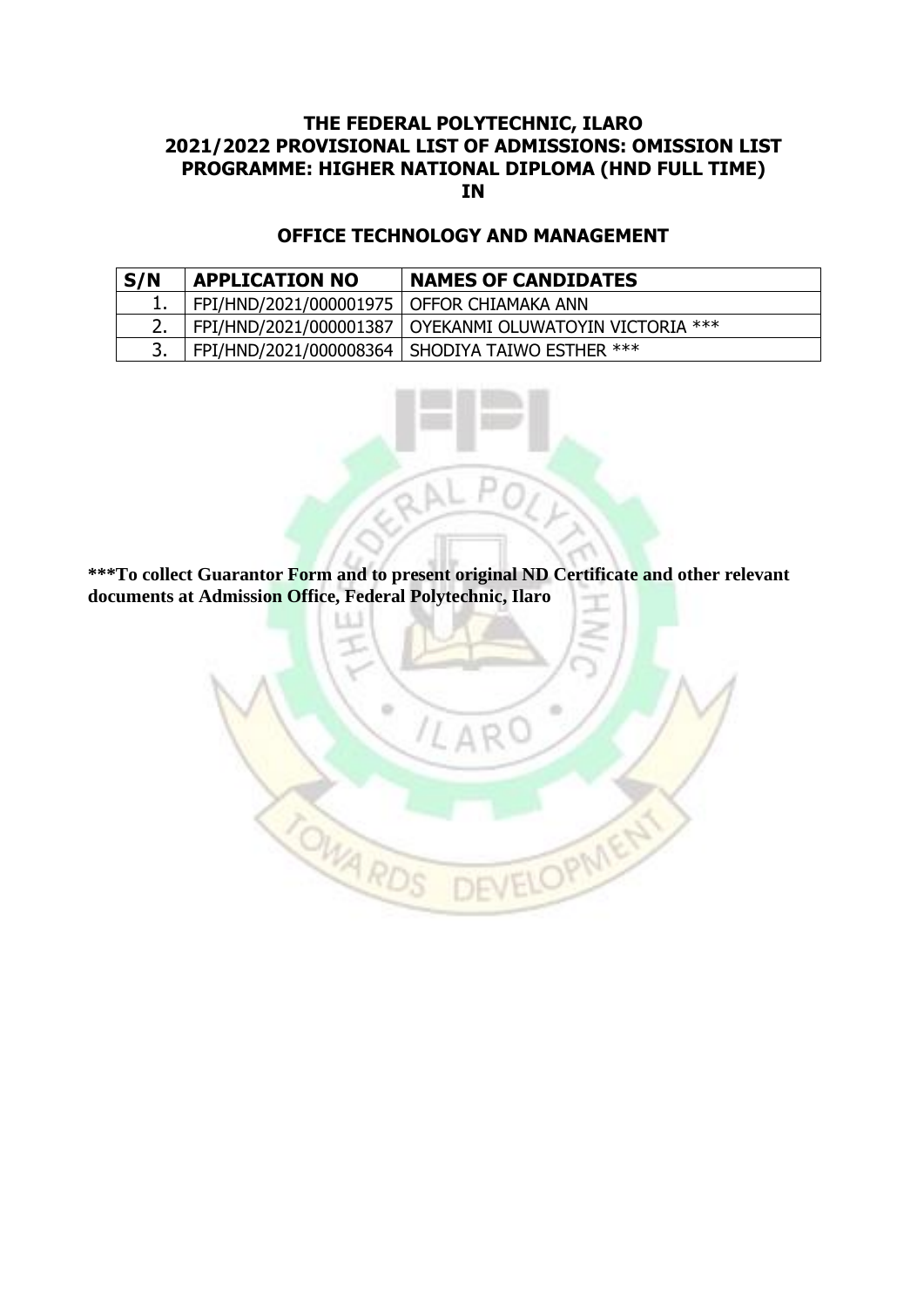# THE FEDERAL POLYTECHNIC, ILARO
## 2021/2022 PROVISIONAL LIST OF ADMISSIONS: OMISSION LIST
## PROGRAMME: HIGHER NATIONAL DIPLOMA (HND FULL TIME)
## IN

## OFFICE TECHNOLOGY AND MANAGEMENT

| S/N | APPLICATION NO | NAMES OF CANDIDATES |
|---|---|---|
| 1. | FPI/HND/2021/000001975 | OFFOR CHIAMAKA ANN |
| 2. | FPI/HND/2021/000001387 | OYEKANMI OLUWATOYIN VICTORIA *** |
| 3. | FPI/HND/2021/000008364 | SHODIYA TAIWO ESTHER *** |

**\*\*\*To collect Guarantor Form and to present original ND Certificate and other relevant documents at Admission Office, Federal Polytechnic, Ilaro**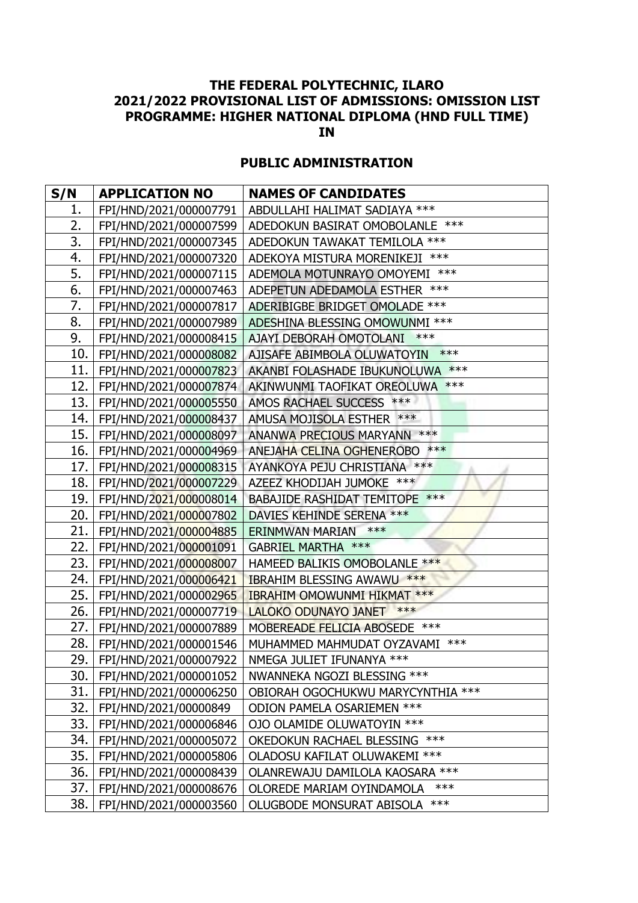**THE FEDERAL POLYTECHNIC, ILARO**
**2021/2022 PROVISIONAL LIST OF ADMISSIONS: OMISSION LIST**
**PROGRAMME: HIGHER NATIONAL DIPLOMA (HND FULL TIME)**
**IN**

## PUBLIC ADMINISTRATION

| S/N | APPLICATION NO | NAMES OF CANDIDATES |
|---|---|---|
| 1. | FPI/HND/2021/000007791 | ABDULLAHI HALIMAT SADIAYA *** |
| 2. | FPI/HND/2021/000007599 | ADEDOKUN BASIRAT OMOBOLANLE *** |
| 3. | FPI/HND/2021/000007345 | ADEDOKUN TAWAKAT TEMILOLA *** |
| 4. | FPI/HND/2021/000007320 | ADEKOYA MISTURA MORENIKEJI *** |
| 5. | FPI/HND/2021/000007115 | ADEMOLA MOTUNRAYO OMOYEMI *** |
| 6. | FPI/HND/2021/000007463 | ADEPETUN ADEDAMOLA ESTHER *** |
| 7. | FPI/HND/2021/000007817 | ADERIBIGBE BRIDGET OMOLADE *** |
| 8. | FPI/HND/2021/000007989 | ADESHINA BLESSING OMOWUNMI *** |
| 9. | FPI/HND/2021/000008415 | AJAYI DEBORAH OMOTOLANI *** |
| 10. | FPI/HND/2021/000008082 | AJISAFE ABIMBOLA OLUWATOYIN *** |
| 11. | FPI/HND/2021/000007823 | AKANBI FOLASHADE IBUKUNOLUWA *** |
| 12. | FPI/HND/2021/000007874 | AKINWUNMI TAOFIKAT OREOLUWA *** |
| 13. | FPI/HND/2021/000005550 | AMOS RACHAEL SUCCESS *** |
| 14. | FPI/HND/2021/000008437 | AMUSA MOJISOLA ESTHER *** |
| 15. | FPI/HND/2021/000008097 | ANANWA PRECIOUS MARYANN *** |
| 16. | FPI/HND/2021/000004969 | ANEJAHA CELINA OGHENEROBO *** |
| 17. | FPI/HND/2021/000008315 | AYANKOYA PEJU CHRISTIANA *** |
| 18. | FPI/HND/2021/000007229 | AZEEZ KHODIJAH JUMOKE *** |
| 19. | FPI/HND/2021/000008014 | BABAJIDE RASHIDAT TEMITOPE *** |
| 20. | FPI/HND/2021/000007802 | DAVIES KEHINDE SERENA *** |
| 21. | FPI/HND/2021/000004885 | ERINMWAN MARIAN *** |
| 22. | FPI/HND/2021/000001091 | GABRIEL MARTHA *** |
| 23. | FPI/HND/2021/000008007 | HAMEED BALIKIS OMOBOLANLE *** |
| 24. | FPI/HND/2021/000006421 | IBRAHIM BLESSING AWAWU *** |
| 25. | FPI/HND/2021/000002965 | IBRAHIM OMOWUNMI HIKMAT *** |
| 26. | FPI/HND/2021/000007719 | LALOKO ODUNAYO JANET *** |
| 27. | FPI/HND/2021/000007889 | MOBEREADE FELICIA ABOSEDE *** |
| 28. | FPI/HND/2021/000001546 | MUHAMMED MAHMUDAT OYZAVAMI *** |
| 29. | FPI/HND/2021/000007922 | NMEGA JULIET IFUNANYA *** |
| 30. | FPI/HND/2021/000001052 | NWANNEKA NGOZI BLESSING *** |
| 31. | FPI/HND/2021/000006250 | OBIORAH OGOCHUKWU MARYCYNTHIA *** |
| 32. | FPI/HND/2021/00000849 | ODION PAMELA OSARIEMEN *** |
| 33. | FPI/HND/2021/000006846 | OJO OLAMIDE OLUWATOYIN *** |
| 34. | FPI/HND/2021/000005072 | OKEDOKUN RACHAEL BLESSING *** |
| 35. | FPI/HND/2021/000005806 | OLADOSU KAFILAT OLUWAKEMI *** |
| 36. | FPI/HND/2021/000008439 | OLANREWAJU DAMILOLA KAOSARA *** |
| 37. | FPI/HND/2021/000008676 | OLOREDE MARIAM OYINDAMOLA *** |
| 38. | FPI/HND/2021/000003560 | OLUGBODE MONSURAT ABISOLA *** |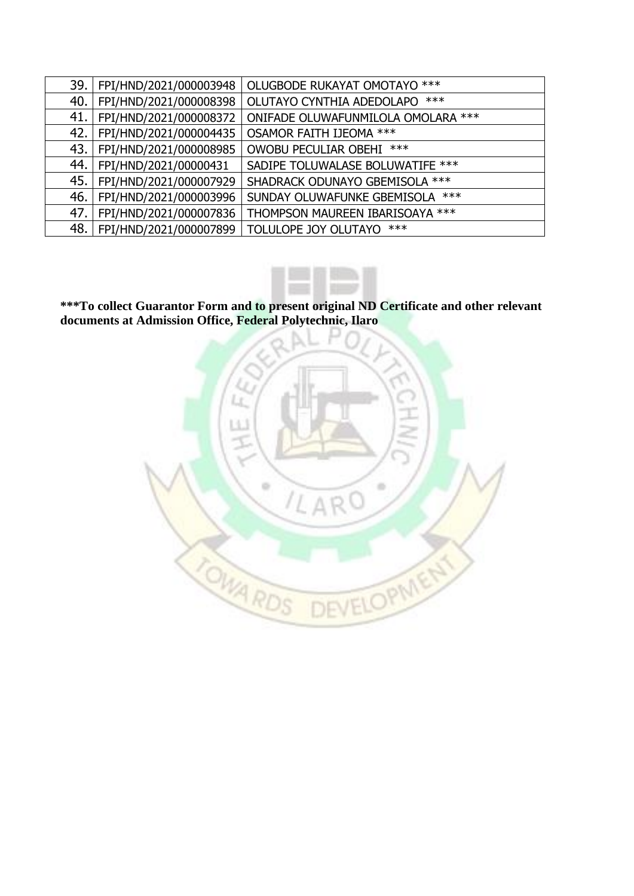| 39. | FPI/HND/2021/000003948 | OLUGBODE RUKAYAT OMOTAYO *** |
|---|---|---|
| 40. | FPI/HND/2021/000008398 | OLUTAYO CYNTHIA ADEDOLAPO *** |
| 41. | FPI/HND/2021/000008372 | ONIFADE OLUWAFUNMILOLA OMOLARA *** |
| 42. | FPI/HND/2021/000004435 | OSAMOR FAITH IJEOMA *** |
| 43. | FPI/HND/2021/000008985 | OWOBU PECULIAR OBEHI *** |
| 44. | FPI/HND/2021/00000431 | SADIPE TOLUWALASE BOLUWATIFE *** |
| 45. | FPI/HND/2021/000007929 | SHADRACK ODUNAYO GBEMISOLA *** |
| 46. | FPI/HND/2021/000003996 | SUNDAY OLUWAFUNKE GBEMISOLA *** |
| 47. | FPI/HND/2021/000007836 | THOMPSON MAUREEN IBARISOAYA *** |
| 48. | FPI/HND/2021/000007899 | TOLULOPE JOY OLUTAYO *** |

**\*\*\*To collect Guarantor Form and to present original ND Certificate and other relevant documents at Admission Office, Federal Polytechnic, Ilaro**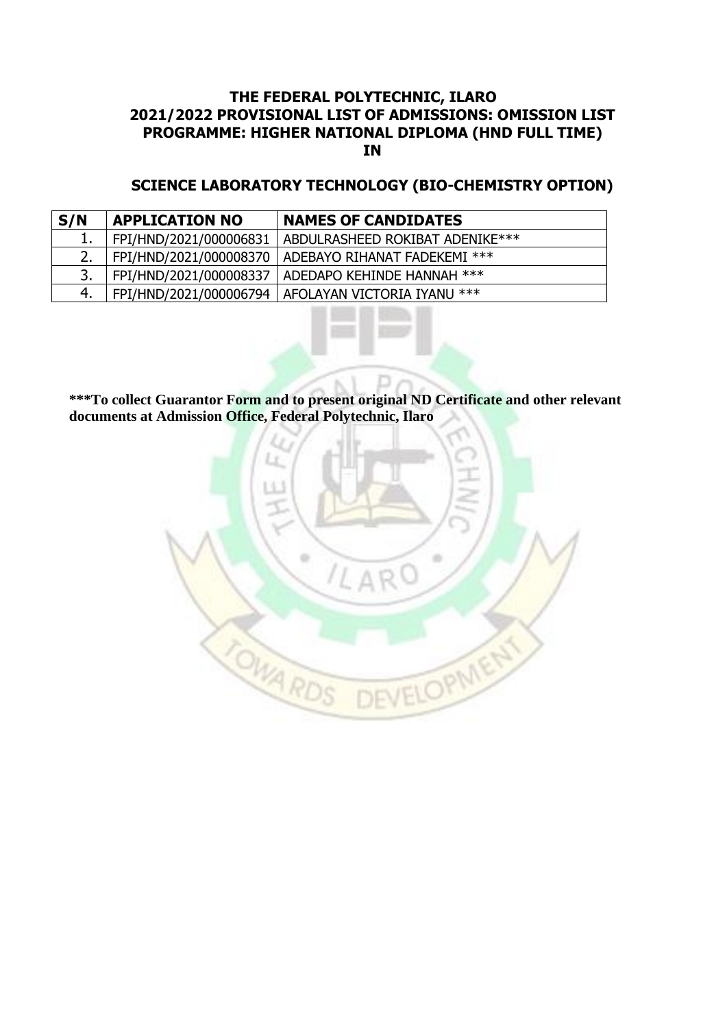**THE FEDERAL POLYTECHNIC, ILARO**
**2021/2022 PROVISIONAL LIST OF ADMISSIONS: OMISSION LIST**
**PROGRAMME: HIGHER NATIONAL DIPLOMA (HND FULL TIME)**
**IN**

**SCIENCE LABORATORY TECHNOLOGY (BIO-CHEMISTRY OPTION)**

| S/N | APPLICATION NO | NAMES OF CANDIDATES |
|---|---|---|
| 1. | FPI/HND/2021/000006831 | ABDULRASHEED ROKIBAT ADENIKE*** |
| 2. | FPI/HND/2021/000008370 | ADEBAYO RIHANAT FADEKEMI *** |
| 3. | FPI/HND/2021/000008337 | ADEDAPO KEHINDE HANNAH *** |
| 4. | FPI/HND/2021/000006794 | AFOLAYAN VICTORIA IYANU *** |

**\*\*\*To collect Guarantor Form and to present original ND Certificate and other relevant documents at Admission Office, Federal Polytechnic, Ilaro**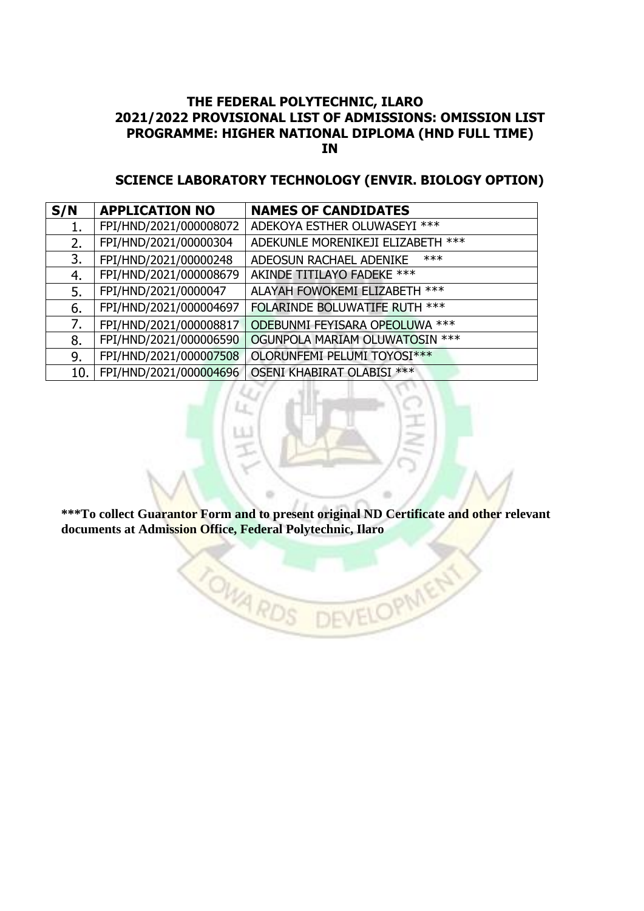# THE FEDERAL POLYTECHNIC, ILARO
## 2021/2022 PROVISIONAL LIST OF ADMISSIONS: OMISSION LIST
## PROGRAMME: HIGHER NATIONAL DIPLOMA (HND FULL TIME)
## IN

## SCIENCE LABORATORY TECHNOLOGY (ENVIR. BIOLOGY OPTION)

| S/N | APPLICATION NO | NAMES OF CANDIDATES |
|---|---|---|
| 1. | FPI/HND/2021/000008072 | ADEKOYA ESTHER OLUWASEYI *** |
| 2. | FPI/HND/2021/00000304 | ADEKUNLE MORENIKEJI ELIZABETH *** |
| 3. | FPI/HND/2021/00000248 | ADEOSUN RACHAEL ADENIKE *** |
| 4. | FPI/HND/2021/000008679 | AKINDE TITILAYO FADEKE *** |
| 5. | FPI/HND/2021/0000047 | ALAYAH FOWOKEMI ELIZABETH *** |
| 6. | FPI/HND/2021/000004697 | FOLARINDE BOLUWATIFE RUTH *** |
| 7. | FPI/HND/2021/000008817 | ODEBUNMI FEYISARA OPEOLUWA *** |
| 8. | FPI/HND/2021/000006590 | OGUNPOLA MARIAM OLUWATOSIN *** |
| 9. | FPI/HND/2021/000007508 | OLORUNFEMI PELUMI TOYOSI*** |
| 10. | FPI/HND/2021/000004696 | OSENI KHABIRAT OLABISI *** |

*****To collect Guarantor Form and to present original ND Certificate and other relevant documents at Admission Office, Federal Polytechnic, Ilaro**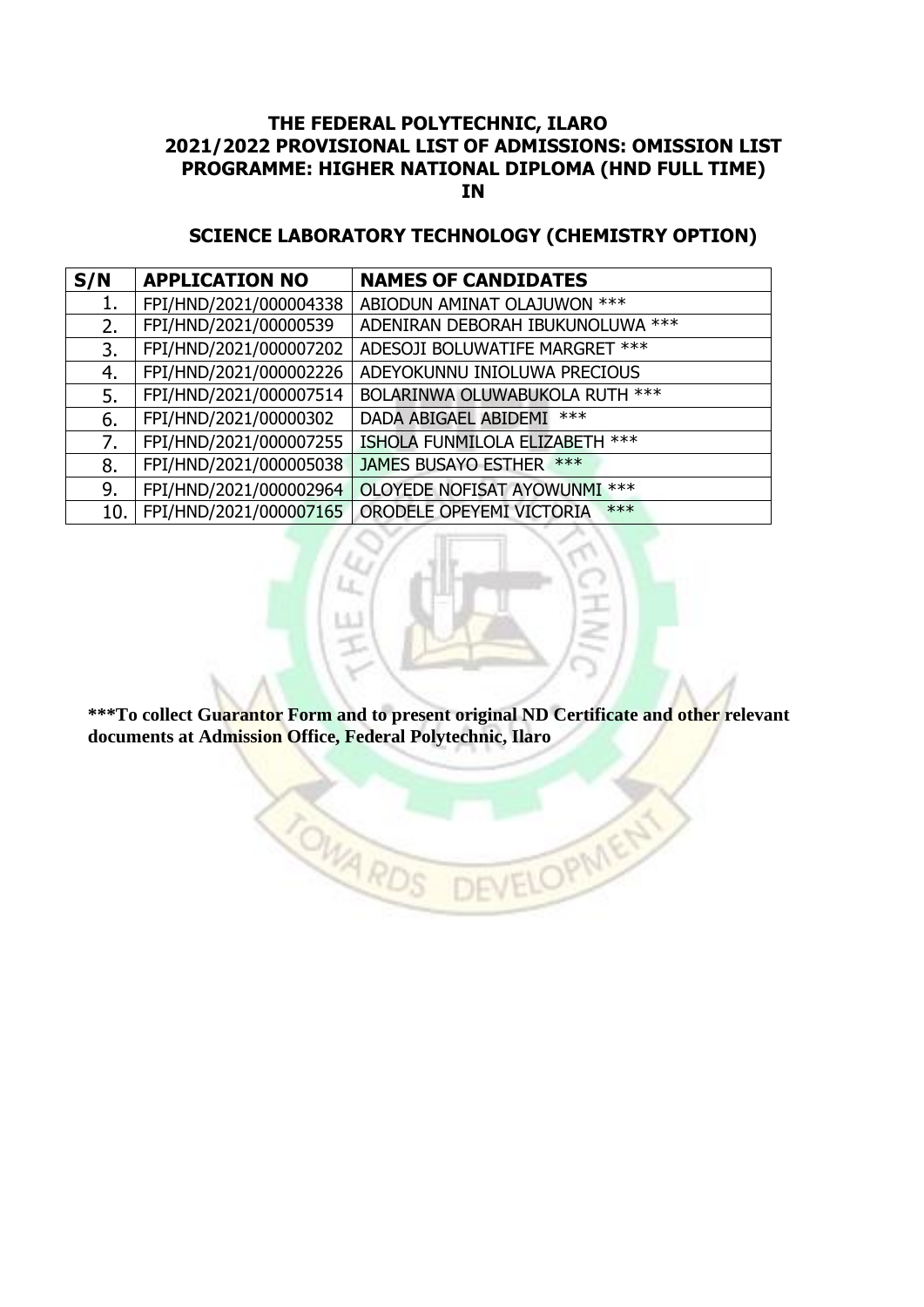**THE FEDERAL POLYTECHNIC, ILARO**
**2021/2022 PROVISIONAL LIST OF ADMISSIONS: OMISSION LIST**
**PROGRAMME: HIGHER NATIONAL DIPLOMA (HND FULL TIME)**
**IN**

**SCIENCE LABORATORY TECHNOLOGY (CHEMISTRY OPTION)**

| S/N | APPLICATION NO | NAMES OF CANDIDATES |
|---|---|---|
| 1. | FPI/HND/2021/000004338 | ABIODUN AMINAT OLAJUWON *** |
| 2. | FPI/HND/2021/00000539 | ADENIRAN DEBORAH IBUKUNOLUWA *** |
| 3. | FPI/HND/2021/000007202 | ADESOJI BOLUWATIFE MARGRET *** |
| 4. | FPI/HND/2021/000002226 | ADEYOKUNNU INIOLUWA PRECIOUS |
| 5. | FPI/HND/2021/000007514 | BOLARINWA OLUWABUKOLA RUTH *** |
| 6. | FPI/HND/2021/00000302 | DADA ABIGAEL ABIDEMI *** |
| 7. | FPI/HND/2021/000007255 | ISHOLA FUNMILOLA ELIZABETH *** |
| 8. | FPI/HND/2021/000005038 | JAMES BUSAYO ESTHER *** |
| 9. | FPI/HND/2021/000002964 | OLOYEDE NOFISAT AYOWUNMI *** |
| 10. | FPI/HND/2021/000007165 | ORODELE OPEYEMI VICTORIA *** |

*****To collect Guarantor Form and to present original ND Certificate and other relevant documents at Admission Office, Federal Polytechnic, Ilaro**